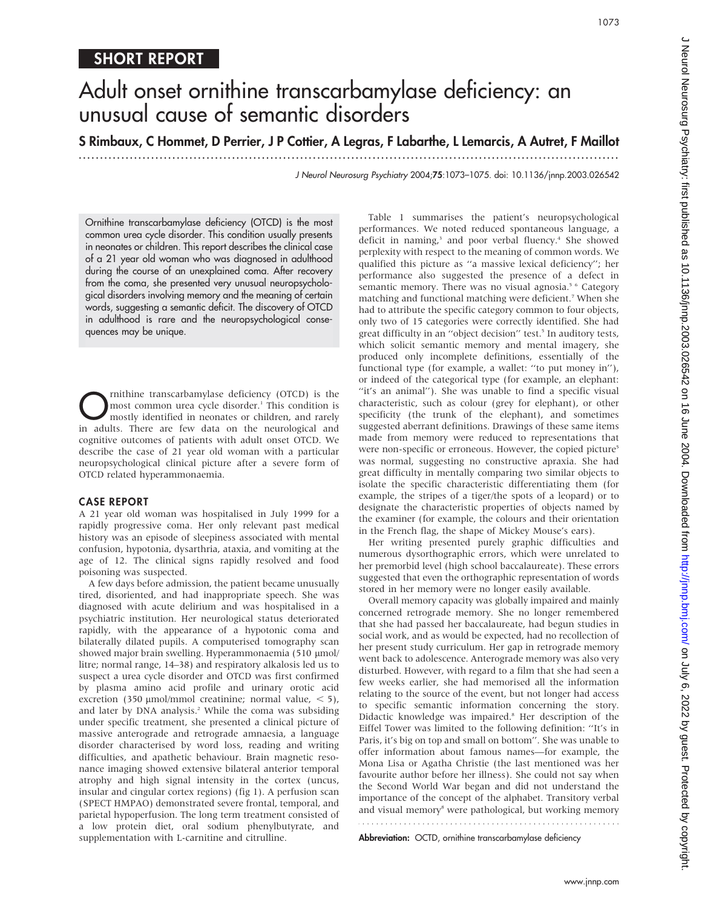SHORT REPORT

# Adult onset ornithine transcarbamylase deficiency: an unusual cause of semantic disorders

**S Rimbaux, C Hommet, D Perrier, J P Cottier, A Legras, F Labarthe, L Lemarcis, A Autret, F Maillot**

*J Neurol Neurosurg Psychiatry* 2004;**75**:1073–1075. doi: 10.1136/jnnp.2003.026542

Ornithine transcarbamylase deficiency (OTCD) is the most common urea cycle disorder. This condition usually presents in neonates or children. This report describes the clinical case of a 21 year old woman who was diagnosed in adulthood during the course of an unexplained coma. After recovery from the coma, she presented very unusual neuropsychological disorders involving memory and the meaning of certain words, suggesting a semantic deficit. The discovery of OTCD in adulthood is rare and the neuropsychological consequences may be unique.

Ornithine transcarbamylase deficiency (OTCD) is the most common urea cycle disorder.[1] This condition is mostly identified in neonates or children, and rarely in adults. There are few data on the neurological and cognitive outcomes of patients with adult onset OTCD. We describe the case of 21 year old woman with a particular neuropsychological clinical picture after a severe form of OTCD related hyperammonaemia.

## CASE REPORT

A 21 year old woman was hospitalised in July 1999 for a rapidly progressive coma. Her only relevant past medical history was an episode of sleepiness associated with mental confusion, hypotonia, dysarthria, ataxia, and vomiting at the age of 12. The clinical signs rapidly resolved and food poisoning was suspected.

A few days before admission, the patient became unusually tired, disoriented, and had inappropriate speech. She was diagnosed with acute delirium and was hospitalised in a psychiatric institution. Her neurological status deteriorated rapidly, with the appearance of a hypotonic coma and bilaterally dilated pupils. A computerised tomography scan showed major brain swelling. Hyperammonaemia (510 µmol/litre; normal range, 14–38) and respiratory alkalosis led us to suspect a urea cycle disorder and OTCD was first confirmed by plasma amino acid profile and urinary orotic acid excretion (350 µmol/mmol creatinine; normal value, $< 5$), and later by DNA analysis.[2] While the coma was subsiding under specific treatment, she presented a clinical picture of massive anterograde and retrograde amnaesia, a language disorder characterised by word loss, reading and writing difficulties, and apathetic behaviour. Brain magnetic resonance imaging showed extensive bilateral anterior temporal atrophy and high signal intensity in the cortex (uncus, insular and cingular cortex regions) (fig 1). A perfusion scan (SPECT HMPAO) demonstrated severe frontal, temporal, and parietal hypoperfusion. The long term treatment consisted of a low protein diet, oral sodium phenylbutyrate, and supplementation with L-carnitine and citrulline.

Table 1 summarises the patient's neuropsychological performances. We noted reduced spontaneous language, a deficit in naming,[3] and poor verbal fluency.[4] She showed perplexity with respect to the meaning of common words. We qualified this picture as "a massive lexical deficiency"; her performance also suggested the presence of a defect in semantic memory. There was no visual agnosia.[5 6] Category matching and functional matching were deficient.[7] When she had to attribute the specific category common to four objects, only two of 15 categories were correctly identified. She had great difficulty in an "object decision" test.[5] In auditory tests, which solicit semantic memory and mental imagery, she produced only incomplete definitions, essentially of the functional type (for example, a wallet: "to put money in"), or indeed of the categorical type (for example, an elephant: "it's an animal"). She was unable to find a specific visual characteristic, such as colour (grey for elephant), or other specificity (the trunk of the elephant), and sometimes suggested aberrant definitions. Drawings of these same items made from memory were reduced to representations that were non-specific or erroneous. However, the copied picture[5] was normal, suggesting no constructive apraxia. She had great difficulty in mentally comparing two similar objects to isolate the specific characteristic differentiating them (for example, the stripes of a tiger/the spots of a leopard) or to designate the characteristic properties of objects named by the examiner (for example, the colours and their orientation in the French flag, the shape of Mickey Mouse's ears).

Her writing presented purely graphic difficulties and numerous dysorthographic errors, which were unrelated to her premorbid level (high school baccalaureate). These errors suggested that even the orthographic representation of words stored in her memory were no longer easily available.

Overall memory capacity was globally impaired and mainly concerned retrograde memory. She no longer remembered that she had passed her baccalaureate, had begun studies in social work, and as would be expected, had no recollection of her present study curriculum. Her gap in retrograde memory went back to adolescence. Anterograde memory was also very disturbed. However, with regard to a film that she had seen a few weeks earlier, she had memorised all the information relating to the source of the event, but not longer had access to specific semantic information concerning the story. Didactic knowledge was impaired.[8] Her description of the Eiffel Tower was limited to the following definition: "It's in Paris, it's big on top and small on bottom". She was unable to offer information about famous names—for example, the Mona Lisa or Agatha Christie (the last mentioned was her favourite author before her illness). She could not say when the Second World War began and did not understand the importance of the concept of the alphabet. Transitory verbal and visual memory[8] were pathological, but working memory

**Abbreviation:** OCTD, ornithine transcarbamylase deficiency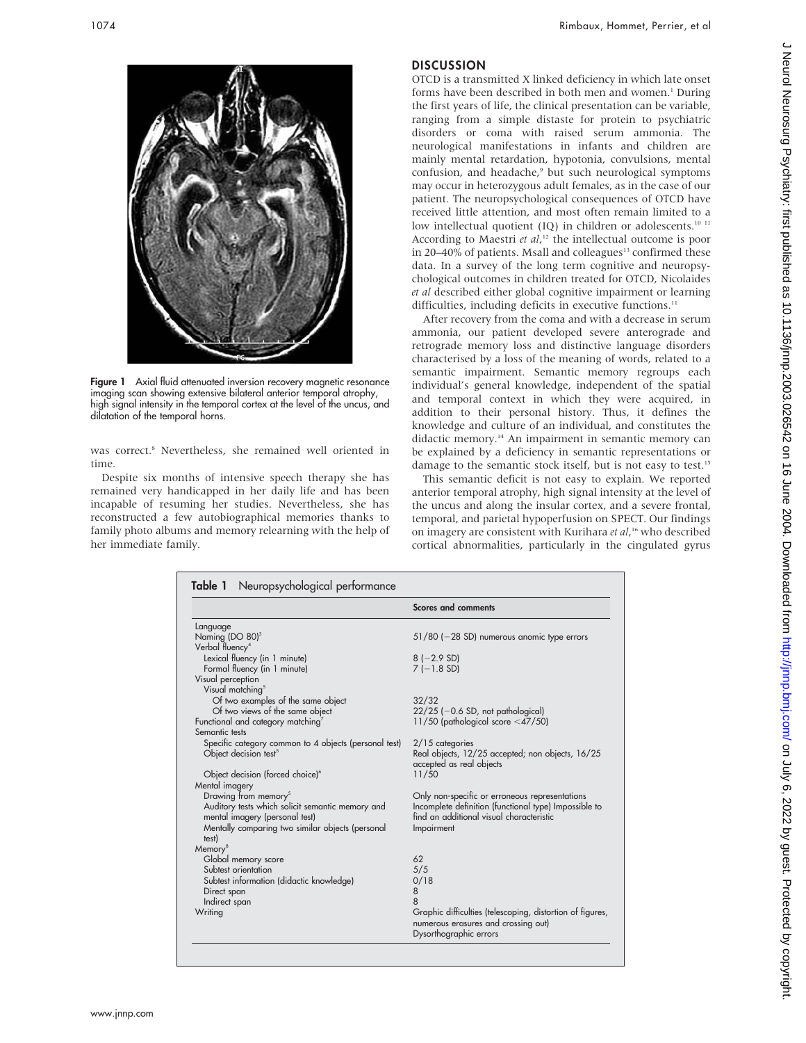Figure 1 Axial fluid attenuated inversion recovery magnetic resonance imaging scan showing extensive bilateral anterior temporal atrophy, high signal intensity in the temporal cortex at the level of the uncus, and dilatation of the temporal horns.

was correct.[8] Nevertheless, she remained well oriented in time.

Despite six months of intensive speech therapy she has remained very handicapped in her daily life and has been incapable of resuming her studies. Nevertheless, she has reconstructed a few autobiographical memories thanks to family photo albums and memory relearning with the help of her immediate family.

## DISCUSSION

OTCD is a transmitted X linked deficiency in which late onset forms have been described in both men and women.[1] During the first years of life, the clinical presentation can be variable, ranging from a simple distaste for protein to psychiatric disorders or coma with raised serum ammonia. The neurological manifestations in infants and children are mainly mental retardation, hypotonia, convulsions, mental confusion, and headache,[9] but such neurological symptoms may occur in heterozygous adult females, as in the case of our patient. The neuropsychological consequences of OTCD have received little attention, and most often remain limited to a low intellectual quotient (IQ) in children or adolescents.[10 11] According to Maestri *et al*,[12] the intellectual outcome is poor in 20–40% of patients. Msall and colleagues[13] confirmed these data. In a survey of the long term cognitive and neuropsychological outcomes in children treated for OTCD, Nicolaides *et al* described either global cognitive impairment or learning difficulties, including deficits in executive functions.[11]

After recovery from the coma and with a decrease in serum ammonia, our patient developed severe anterograde and retrograde memory loss and distinctive language disorders characterised by a loss of the meaning of words, related to a semantic impairment. Semantic memory regroups each individual's general knowledge, independent of the spatial and temporal context in which they were acquired, in addition to their personal history. Thus, it defines the knowledge and culture of an individual, and constitutes the didactic memory.[14] An impairment in semantic memory can be explained by a deficiency in semantic representations or damage to the semantic stock itself, but is not easy to test.[15]

This semantic deficit is not easy to explain. We reported anterior temporal atrophy, high signal intensity at the level of the uncus and along the insular cortex, and a severe frontal, temporal, and parietal hypoperfusion on SPECT. Our findings on imagery are consistent with Kurihara *et al*,[16] who described cortical abnormalities, particularly in the cingulated gyrus

**Table 1** Neuropsychological performance

| | Scores and comments |
|---|---|
| Language | |
| Naming (DO 80)[3] | 51/80 (−28 SD) numerous anomic type errors |
| Verbal fluency[4] | |
| Lexical fluency (in 1 minute) | 8 (−2.9 SD) |
| Formal fluency (in 1 minute) | 7 (−1.8 SD) |
| Visual perception | |
| Visual matching[5] | |
| Of two examples of the same object | 32/32 |
| Of two views of the same object | 22/25 (−0.6 SD, not pathological) |
| Functional and category matching[7] | 11/50 (pathological score <47/50) |
| Semantic tests | |
| Specific category common to 4 objects (personal test) | 2/15 categories |
| Object decision test[5] | Real objects, 12/25 accepted; non objects, 16/25 accepted as real objects |
| Object decision (forced choice)[6] | 11/50 |
| Mental imagery | |
| Drawing from memory[5] | Only non-specific or erroneous representations |
| Auditory tests which solicit semantic memory and mental imagery (personal test) | Incomplete definition (functional type) Impossible to find an additional visual characteristic |
| Mentally comparing two similar objects (personal test) | Impairment |
| Memory[8] | |
| Global memory score | 62 |
| Subtest orientation | 5/5 |
| Subtest information (didactic knowledge) | 0/18 |
| Direct span | 8 |
| Indirect span | 8 |
| Writing | Graphic difficulties (telescoping, distortion of figures, numerous erasures and crossing out) Dysorthographic errors |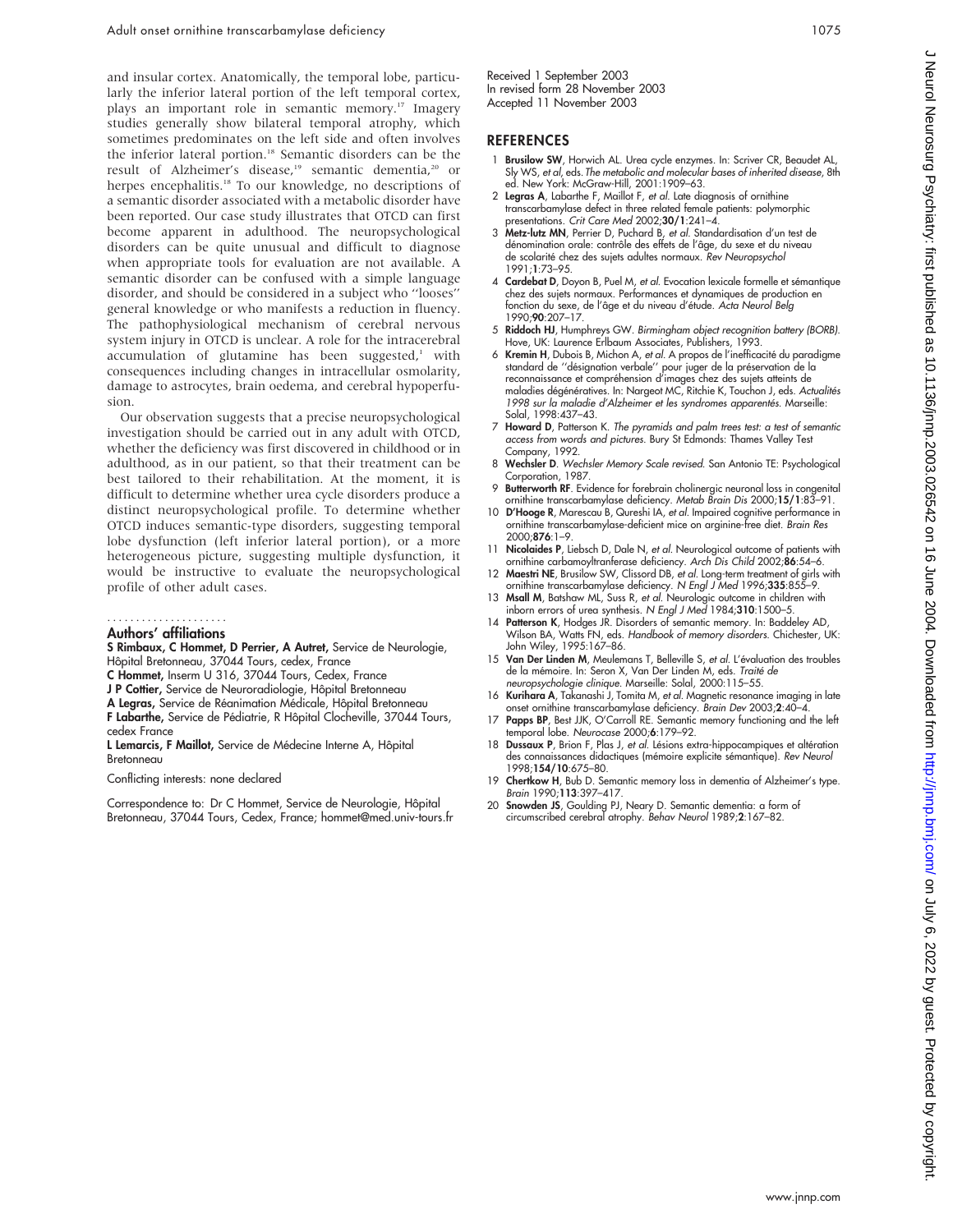and insular cortex. Anatomically, the temporal lobe, particularly the inferior lateral portion of the left temporal cortex, plays an important role in semantic memory.[17] Imagery studies generally show bilateral temporal atrophy, which sometimes predominates on the left side and often involves the inferior lateral portion.[18] Semantic disorders can be the result of Alzheimer's disease,[19] semantic dementia,[20] or herpes encephalitis.[18] To our knowledge, no descriptions of a semantic disorder associated with a metabolic disorder have been reported. Our case study illustrates that OTCD can first become apparent in adulthood. The neuropsychological disorders can be quite unusual and difficult to diagnose when appropriate tools for evaluation are not available. A semantic disorder can be confused with a simple language disorder, and should be considered in a subject who ''looses'' general knowledge or who manifests a reduction in fluency. The pathophysiological mechanism of cerebral nervous system injury in OTCD is unclear. A role for the intracerebral accumulation of glutamine has been suggested,[1] with consequences including changes in intracellular osmolarity, damage to astrocytes, brain oedema, and cerebral hypoperfusion.

Our observation suggests that a precise neuropsychological investigation should be carried out in any adult with OTCD, whether the deficiency was first discovered in childhood or in adulthood, as in our patient, so that their treatment can be best tailored to their rehabilitation. At the moment, it is difficult to determine whether urea cycle disorders produce a distinct neuropsychological profile. To determine whether OTCD induces semantic-type disorders, suggesting temporal lobe dysfunction (left inferior lateral portion), or a more heterogeneous picture, suggesting multiple dysfunction, it would be instructive to evaluate the neuropsychological profile of other adult cases.

## Authors' affiliations

**S Rimbaux, C Hommet, D Perrier, A Autret,** Service de Neurologie, Hôpital Bretonneau, 37044 Tours, cedex, France
**C Hommet,** Inserm U 316, 37044 Tours, Cedex, France
**J P Cottier,** Service de Neuroradiologie, Hôpital Bretonneau
**A Legras,** Service de Réanimation Médicale, Hôpital Bretonneau
**F Labarthe,** Service de Pédiatrie, R Hôpital Clocheville, 37044 Tours, cedex France
**L Lemarcis, F Maillot,** Service de Médecine Interne A, Hôpital Bretonneau

Conflicting interests: none declared

Correspondence to: Dr C Hommet, Service de Neurologie, Hôpital Bretonneau, 37044 Tours, Cedex, France; hommet@med.univ-tours.fr

Received 1 September 2003
In revised form 28 November 2003
Accepted 11 November 2003

## REFERENCES

1. **Brusilow SW**, Horwich AL. Urea cycle enzymes. In: Scriver CR, Beaudet AL, Sly WS, *et al*, eds. *The metabolic and molecular bases of inherited disease*, 8th ed. New York: McGraw-Hill, 2001:1909–63.
2. **Legras A**, Labarthe F, Maillot F, *et al*. Late diagnosis of ornithine transcarbamylase defect in three related female patients: polymorphic presentations. *Crit Care Med* 2002;**30/1**:241–4.
3. **Metz-lutz MN**, Perrier D, Puchard B, *et al*. Standardisation d'un test de dénomination orale: contrôle des effets de l'âge, du sexe et du niveau de scolarité chez des sujets adultes normaux. *Rev Neuropsychol* 1991;**1**:73–95.
4. **Cardebat D**, Doyon B, Puel M, *et al*. Evocation lexicale formelle et sémantique chez des sujets normaux. Performances et dynamiques de production en fonction du sexe, de l'âge et du niveau d'étude. *Acta Neurol Belg* 1990;**90**:207–17.
5. **Riddoch HJ**, Humphreys GW. *Birmingham object recognition battery (BORB)*. Hove, UK: Laurence Erlbaum Associates, Publishers, 1993.
6. **Kremin H**, Dubois B, Michon A, *et al*. A propos de l'inefficacité du paradigme standard de ''désignation verbale'' pour juger de la préservation de la reconnaissance et compréhension d'images chez des sujets atteints de maladies dégénératives. In: Nargeot MC, Ritchie K, Touchon J, eds. *Actualités 1998 sur la maladie d'Alzheimer et les syndromes apparentés*. Marseille: Solal, 1998:437–43.
7. **Howard D**, Patterson K. *The pyramids and palm trees test: a test of semantic access from words and pictures*. Bury St Edmonds: Thames Valley Test Company, 1992.
8. **Wechsler D**. *Wechsler Memory Scale revised*. San Antonio TE: Psychological Corporation, 1987.
9. **Butterworth RF**. Evidence for forebrain cholinergic neuronal loss in congenital ornithine transcarbamylase deficiency. *Metab Brain Dis* 2000;**15/1**:83–91.
10. **D'Hooge R**, Marescau B, Qureshi IA, *et al*. Impaired cognitive performance in ornithine transcarbamylase-deficient mice on arginine-free diet. *Brain Res* 2000;**876**:1–9.
11. **Nicolaides P**, Liebsch D, Dale N, *et al*. Neurological outcome of patients with ornithine carbamoyltranferase deficiency. *Arch Dis Child* 2002;**86**:54–6.
12. **Maestri NE**, Brusilow SW, Clissord DB, *et al*. Long-term treatment of girls with ornithine transcarbamylase deficiency. *N Engl J Med* 1996;**335**:855–9.
13. **Msall M**, Batshaw ML, Suss R, *et al*. Neurologic outcome in children with inborn errors of urea synthesis. *N Engl J Med* 1984;**310**:1500–5.
14. **Patterson K**, Hodges JR. Disorders of semantic memory. In: Baddeley AD, Wilson BA, Watts FN, eds. *Handbook of memory disorders*. Chichester, UK: John Wiley, 1995:167–86.
15. **Van Der Linden M**, Meulemans T, Belleville S, *et al*. L'évaluation des troubles de la mémoire. In: Seron X, Van Der Linden M, eds. *Traité de neuropsychologie clinique*. Marseille: Solal, 2000:115–55.
16. **Kurihara A**, Takanashi J, Tomita M, *et al*. Magnetic resonance imaging in late onset ornithine transcarbamylase deficiency. *Brain Dev* 2003;**2**:40–4.
17. **Papps BP**, Best JJK, O'Carroll RE. Semantic memory functioning and the left temporal lobe. *Neurocase* 2000;**6**:179–92.
18. **Dussaux P**, Brion F, Plas J, *et al*. Lésions extra-hippocampiques et altération des connaissances didactiques (mémoire explicite sémantique). *Rev Neurol* 1998;**154/10**:675–80.
19. **Chertkow H**, Bub D. Semantic memory loss in dementia of Alzheimer's type. *Brain* 1990;**113**:397–417.
20. **Snowden JS**, Goulding PJ, Neary D. Semantic dementia: a form of circumscribed cerebral atrophy. *Behav Neurol* 1989;**2**:167–82.